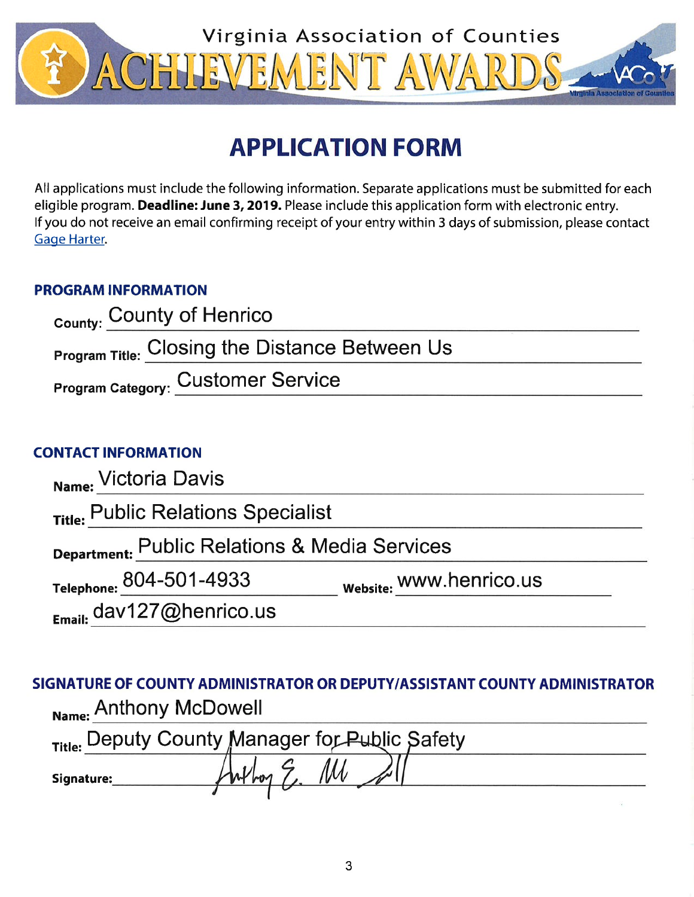Virginia Association of Counties

# ACHIEVEMENT AWARDS

## APPLICATION FORM

All applications must include the following information. Separate applications must be submitted for each eligible program. **Deadline: June 3, 2019.** Please include this application form with electronic entry. If you do not receive an email confirming receipt of your entry within 3 days of submission, please contact Gage Harter.

### PROGRAM INFORMATION

**County:** County of Henrico

**Program Title:** Closing the Distance Between Us

**Program Category:** Customer Service

### CONTACT INFORMATION

**Name:** Victoria Davis

**Title:** Public Relations Specialist

**Department:** Public Relations & Media Services

**Telephone:** 804-501-4933 **Website:** www.henrico.us

**Email:** dav127@henrico.us

### SIGNATURE OF COUNTY ADMINISTRATOR OR DEPUTY/ASSISTANT COUNTY ADMINISTRATOR

**Name:** Anthony McDowell

**Title:** Deputy County Manager for Public Safety

**Signature:** Anthony E. McDowell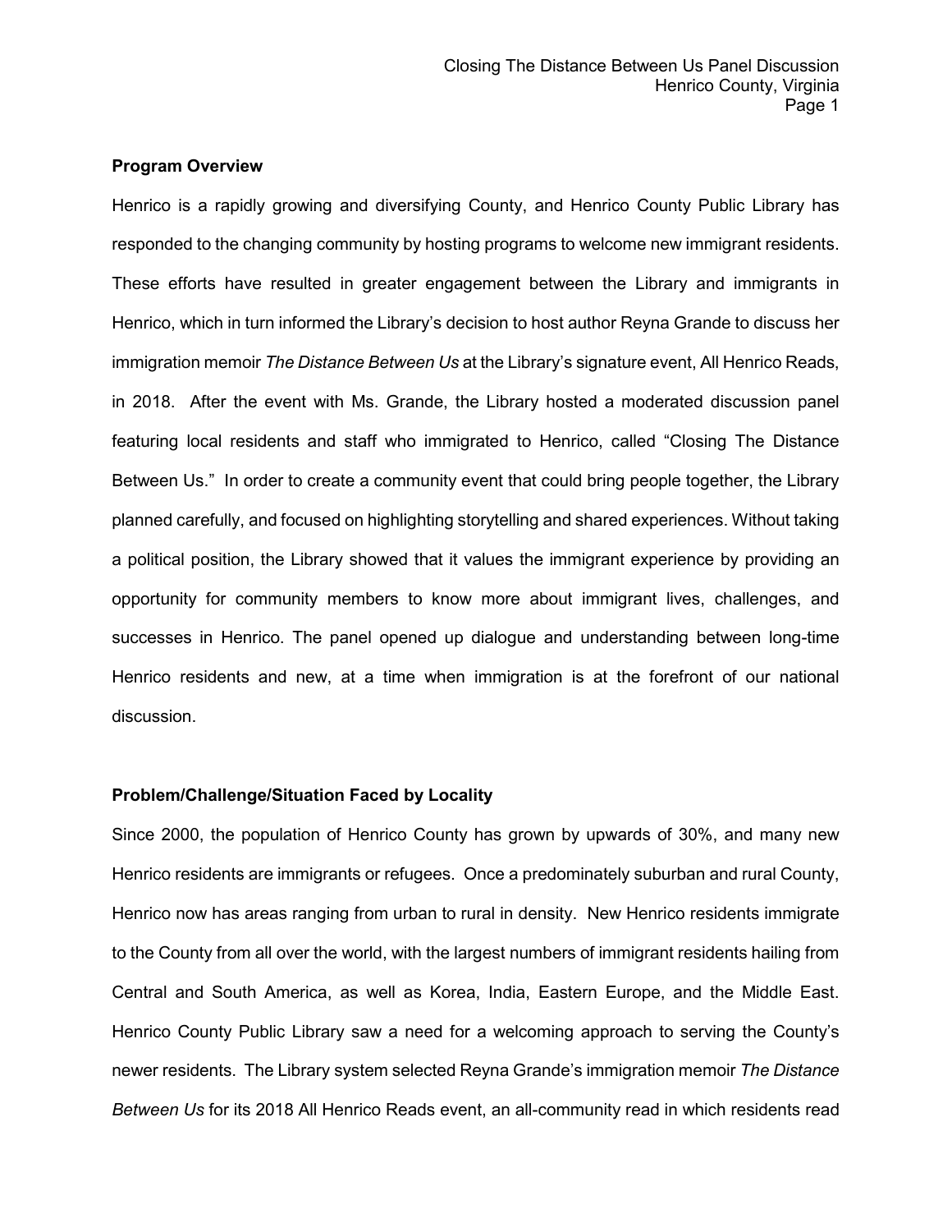**Program Overview**

Henrico is a rapidly growing and diversifying County, and Henrico County Public Library has responded to the changing community by hosting programs to welcome new immigrant residents. These efforts have resulted in greater engagement between the Library and immigrants in Henrico, which in turn informed the Library's decision to host author Reyna Grande to discuss her immigration memoir *The Distance Between Us* at the Library's signature event, All Henrico Reads, in 2018. After the event with Ms. Grande, the Library hosted a moderated discussion panel featuring local residents and staff who immigrated to Henrico, called "Closing The Distance Between Us." In order to create a community event that could bring people together, the Library planned carefully, and focused on highlighting storytelling and shared experiences. Without taking a political position, the Library showed that it values the immigrant experience by providing an opportunity for community members to know more about immigrant lives, challenges, and successes in Henrico. The panel opened up dialogue and understanding between long-time Henrico residents and new, at a time when immigration is at the forefront of our national discussion.

**Problem/Challenge/Situation Faced by Locality**

Since 2000, the population of Henrico County has grown by upwards of 30%, and many new Henrico residents are immigrants or refugees. Once a predominately suburban and rural County, Henrico now has areas ranging from urban to rural in density. New Henrico residents immigrate to the County from all over the world, with the largest numbers of immigrant residents hailing from Central and South America, as well as Korea, India, Eastern Europe, and the Middle East. Henrico County Public Library saw a need for a welcoming approach to serving the County's newer residents. The Library system selected Reyna Grande's immigration memoir *The Distance Between Us* for its 2018 All Henrico Reads event, an all-community read in which residents read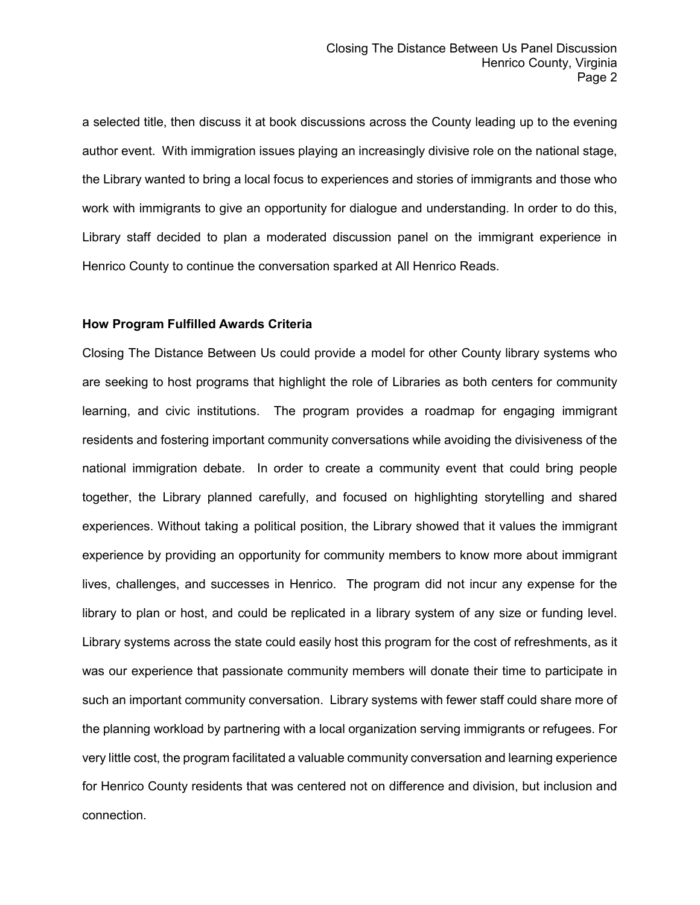a selected title, then discuss it at book discussions across the County leading up to the evening author event. With immigration issues playing an increasingly divisive role on the national stage, the Library wanted to bring a local focus to experiences and stories of immigrants and those who work with immigrants to give an opportunity for dialogue and understanding. In order to do this, Library staff decided to plan a moderated discussion panel on the immigrant experience in Henrico County to continue the conversation sparked at All Henrico Reads.

**How Program Fulfilled Awards Criteria**

Closing The Distance Between Us could provide a model for other County library systems who are seeking to host programs that highlight the role of Libraries as both centers for community learning, and civic institutions. The program provides a roadmap for engaging immigrant residents and fostering important community conversations while avoiding the divisiveness of the national immigration debate. In order to create a community event that could bring people together, the Library planned carefully, and focused on highlighting storytelling and shared experiences. Without taking a political position, the Library showed that it values the immigrant experience by providing an opportunity for community members to know more about immigrant lives, challenges, and successes in Henrico. The program did not incur any expense for the library to plan or host, and could be replicated in a library system of any size or funding level. Library systems across the state could easily host this program for the cost of refreshments, as it was our experience that passionate community members will donate their time to participate in such an important community conversation. Library systems with fewer staff could share more of the planning workload by partnering with a local organization serving immigrants or refugees. For very little cost, the program facilitated a valuable community conversation and learning experience for Henrico County residents that was centered not on difference and division, but inclusion and connection.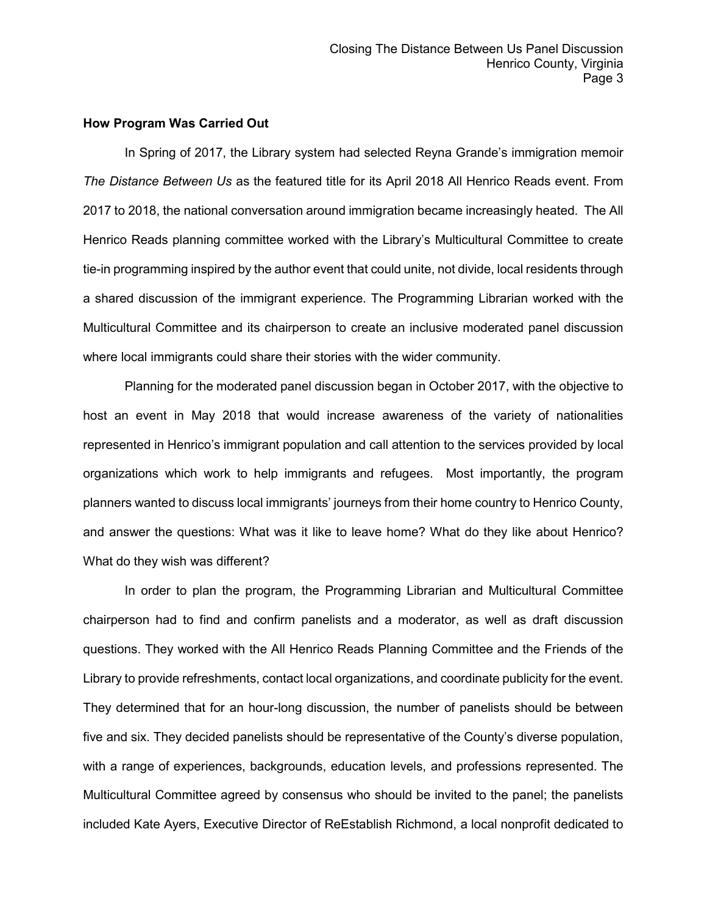**How Program Was Carried Out**

In Spring of 2017, the Library system had selected Reyna Grande's immigration memoir *The Distance Between Us* as the featured title for its April 2018 All Henrico Reads event. From 2017 to 2018, the national conversation around immigration became increasingly heated. The All Henrico Reads planning committee worked with the Library's Multicultural Committee to create tie-in programming inspired by the author event that could unite, not divide, local residents through a shared discussion of the immigrant experience. The Programming Librarian worked with the Multicultural Committee and its chairperson to create an inclusive moderated panel discussion where local immigrants could share their stories with the wider community.

Planning for the moderated panel discussion began in October 2017, with the objective to host an event in May 2018 that would increase awareness of the variety of nationalities represented in Henrico's immigrant population and call attention to the services provided by local organizations which work to help immigrants and refugees. Most importantly, the program planners wanted to discuss local immigrants' journeys from their home country to Henrico County, and answer the questions: What was it like to leave home? What do they like about Henrico? What do they wish was different?

In order to plan the program, the Programming Librarian and Multicultural Committee chairperson had to find and confirm panelists and a moderator, as well as draft discussion questions. They worked with the All Henrico Reads Planning Committee and the Friends of the Library to provide refreshments, contact local organizations, and coordinate publicity for the event. They determined that for an hour-long discussion, the number of panelists should be between five and six. They decided panelists should be representative of the County's diverse population, with a range of experiences, backgrounds, education levels, and professions represented. The Multicultural Committee agreed by consensus who should be invited to the panel; the panelists included Kate Ayers, Executive Director of ReEstablish Richmond, a local nonprofit dedicated to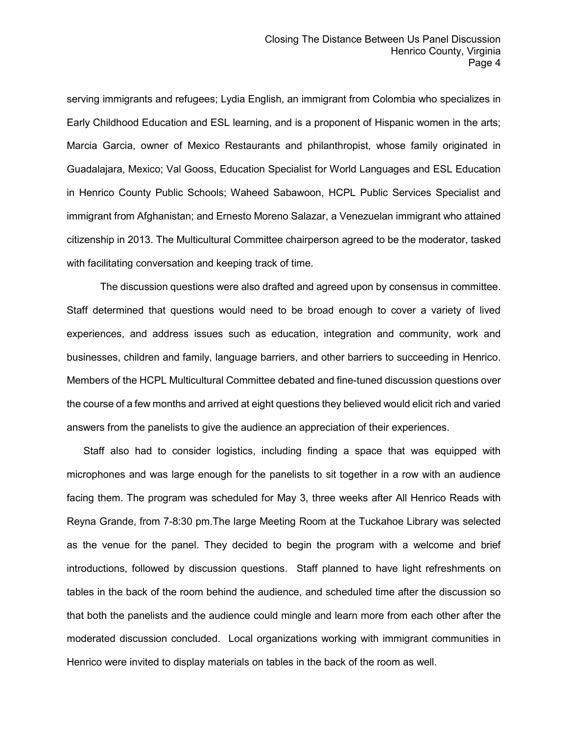serving immigrants and refugees; Lydia English, an immigrant from Colombia who specializes in Early Childhood Education and ESL learning, and is a proponent of Hispanic women in the arts; Marcia Garcia, owner of Mexico Restaurants and philanthropist, whose family originated in Guadalajara, Mexico; Val Gooss, Education Specialist for World Languages and ESL Education in Henrico County Public Schools; Waheed Sabawoon, HCPL Public Services Specialist and immigrant from Afghanistan; and Ernesto Moreno Salazar, a Venezuelan immigrant who attained citizenship in 2013. The Multicultural Committee chairperson agreed to be the moderator, tasked with facilitating conversation and keeping track of time.

The discussion questions were also drafted and agreed upon by consensus in committee. Staff determined that questions would need to be broad enough to cover a variety of lived experiences, and address issues such as education, integration and community, work and businesses, children and family, language barriers, and other barriers to succeeding in Henrico. Members of the HCPL Multicultural Committee debated and fine-tuned discussion questions over the course of a few months and arrived at eight questions they believed would elicit rich and varied answers from the panelists to give the audience an appreciation of their experiences.

Staff also had to consider logistics, including finding a space that was equipped with microphones and was large enough for the panelists to sit together in a row with an audience facing them. The program was scheduled for May 3, three weeks after All Henrico Reads with Reyna Grande, from 7-8:30 pm.The large Meeting Room at the Tuckahoe Library was selected as the venue for the panel. They decided to begin the program with a welcome and brief introductions, followed by discussion questions. Staff planned to have light refreshments on tables in the back of the room behind the audience, and scheduled time after the discussion so that both the panelists and the audience could mingle and learn more from each other after the moderated discussion concluded. Local organizations working with immigrant communities in Henrico were invited to display materials on tables in the back of the room as well.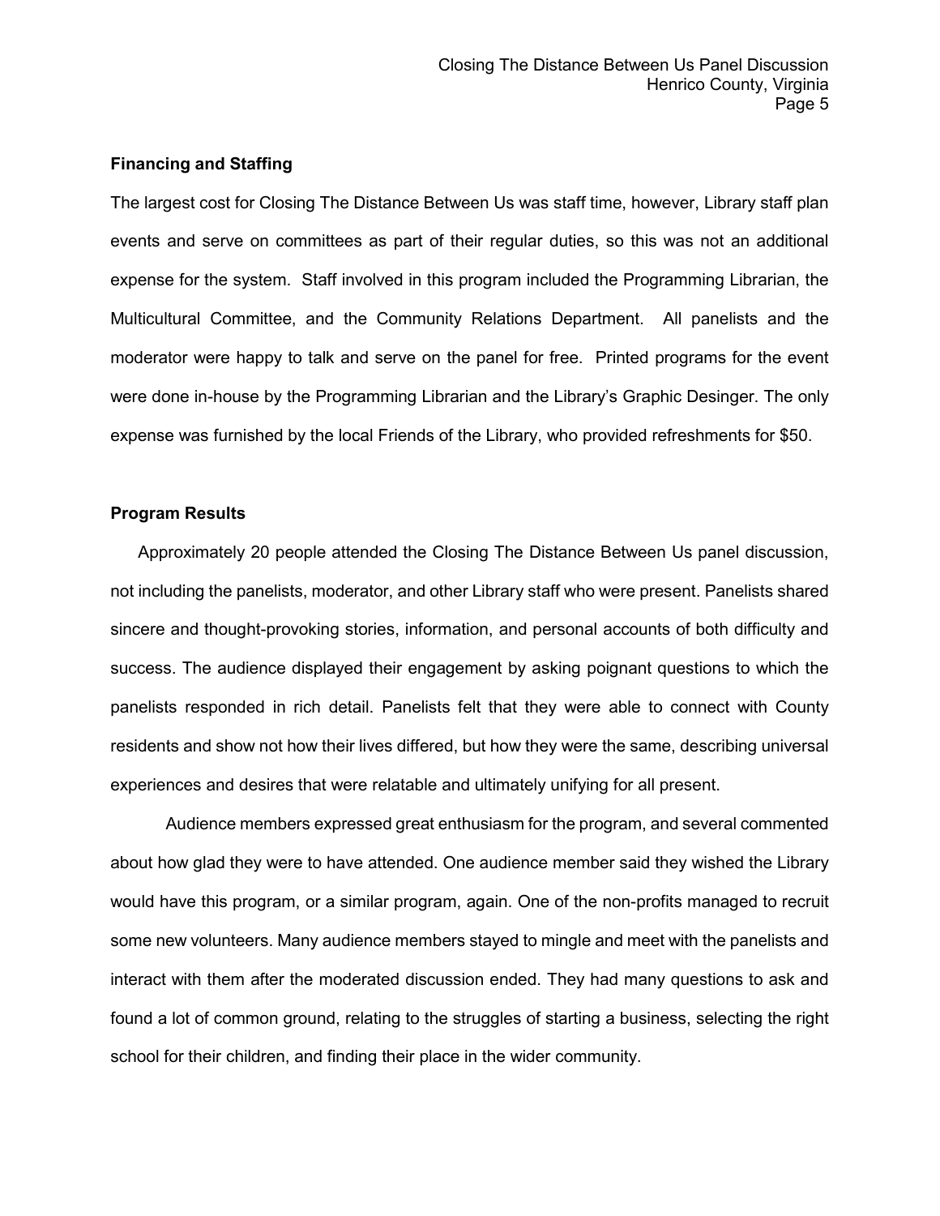**Financing and Staffing**

The largest cost for Closing The Distance Between Us was staff time, however, Library staff plan events and serve on committees as part of their regular duties, so this was not an additional expense for the system. Staff involved in this program included the Programming Librarian, the Multicultural Committee, and the Community Relations Department. All panelists and the moderator were happy to talk and serve on the panel for free. Printed programs for the event were done in-house by the Programming Librarian and the Library's Graphic Desinger. The only expense was furnished by the local Friends of the Library, who provided refreshments for $50.

**Program Results**

Approximately 20 people attended the Closing The Distance Between Us panel discussion, not including the panelists, moderator, and other Library staff who were present. Panelists shared sincere and thought-provoking stories, information, and personal accounts of both difficulty and success. The audience displayed their engagement by asking poignant questions to which the panelists responded in rich detail. Panelists felt that they were able to connect with County residents and show not how their lives differed, but how they were the same, describing universal experiences and desires that were relatable and ultimately unifying for all present.

Audience members expressed great enthusiasm for the program, and several commented about how glad they were to have attended. One audience member said they wished the Library would have this program, or a similar program, again. One of the non-profits managed to recruit some new volunteers. Many audience members stayed to mingle and meet with the panelists and interact with them after the moderated discussion ended. They had many questions to ask and found a lot of common ground, relating to the struggles of starting a business, selecting the right school for their children, and finding their place in the wider community.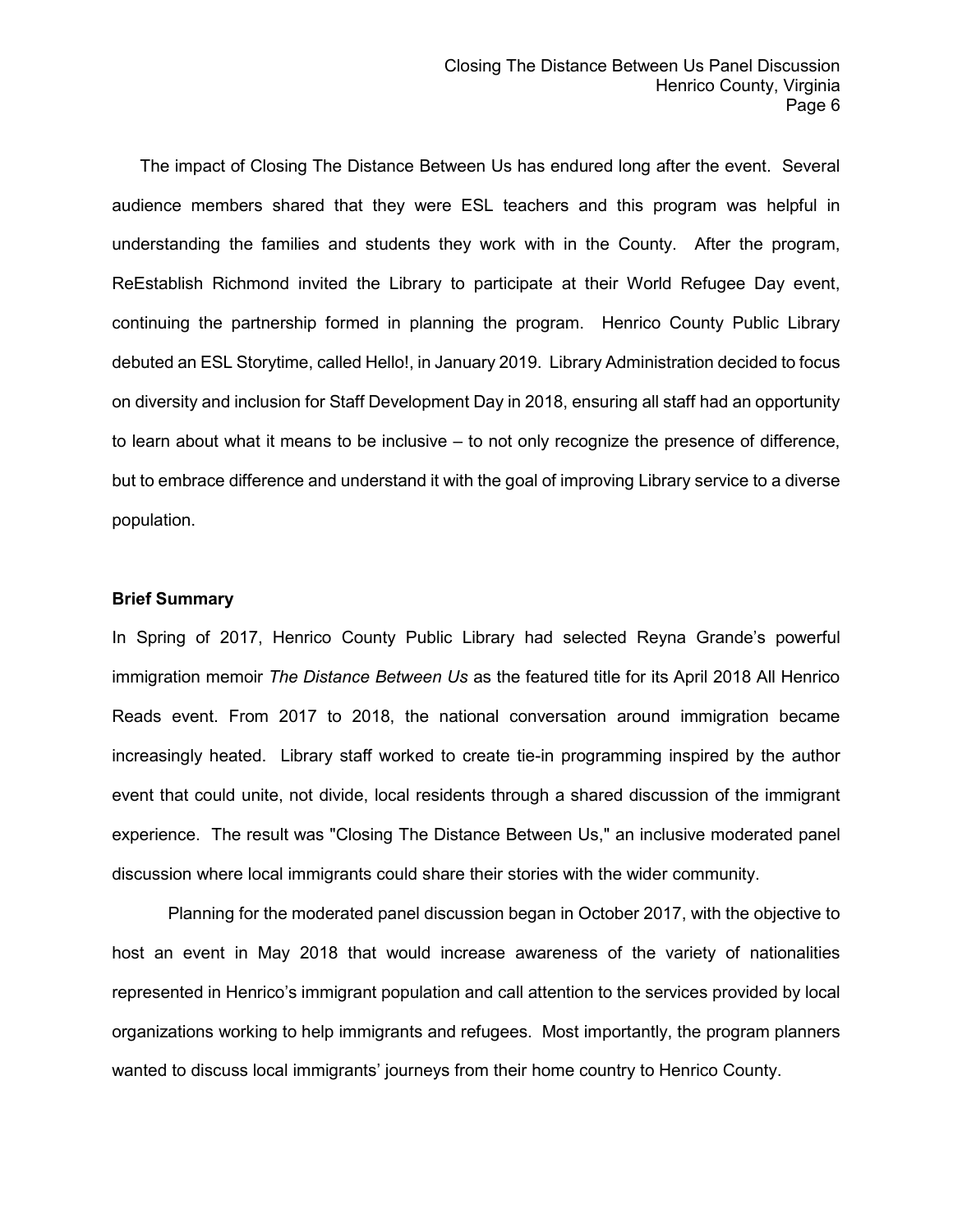The impact of Closing The Distance Between Us has endured long after the event. Several audience members shared that they were ESL teachers and this program was helpful in understanding the families and students they work with in the County. After the program, ReEstablish Richmond invited the Library to participate at their World Refugee Day event, continuing the partnership formed in planning the program. Henrico County Public Library debuted an ESL Storytime, called Hello!, in January 2019. Library Administration decided to focus on diversity and inclusion for Staff Development Day in 2018, ensuring all staff had an opportunity to learn about what it means to be inclusive – to not only recognize the presence of difference, but to embrace difference and understand it with the goal of improving Library service to a diverse population.

**Brief Summary**

In Spring of 2017, Henrico County Public Library had selected Reyna Grande's powerful immigration memoir *The Distance Between Us* as the featured title for its April 2018 All Henrico Reads event. From 2017 to 2018, the national conversation around immigration became increasingly heated. Library staff worked to create tie-in programming inspired by the author event that could unite, not divide, local residents through a shared discussion of the immigrant experience. The result was "Closing The Distance Between Us," an inclusive moderated panel discussion where local immigrants could share their stories with the wider community.

Planning for the moderated panel discussion began in October 2017, with the objective to host an event in May 2018 that would increase awareness of the variety of nationalities represented in Henrico's immigrant population and call attention to the services provided by local organizations working to help immigrants and refugees. Most importantly, the program planners wanted to discuss local immigrants' journeys from their home country to Henrico County.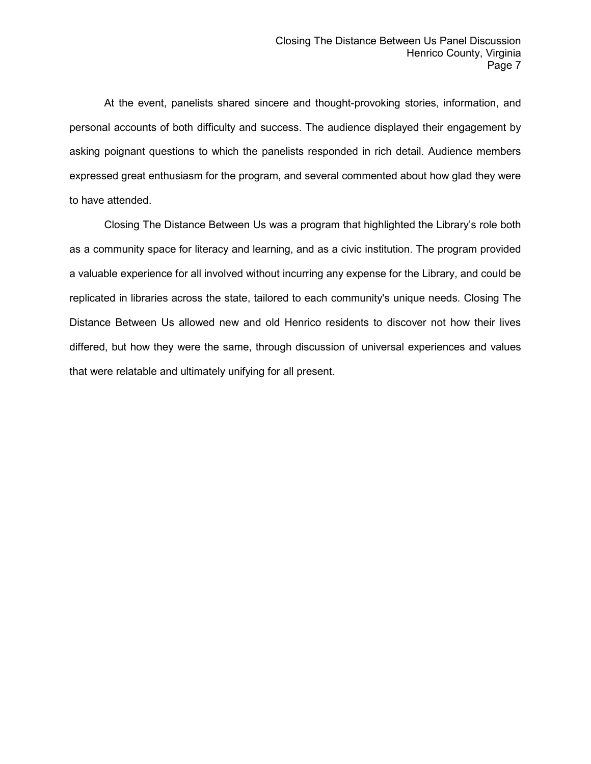At the event, panelists shared sincere and thought-provoking stories, information, and personal accounts of both difficulty and success. The audience displayed their engagement by asking poignant questions to which the panelists responded in rich detail. Audience members expressed great enthusiasm for the program, and several commented about how glad they were to have attended.

Closing The Distance Between Us was a program that highlighted the Library's role both as a community space for literacy and learning, and as a civic institution. The program provided a valuable experience for all involved without incurring any expense for the Library, and could be replicated in libraries across the state, tailored to each community's unique needs. Closing The Distance Between Us allowed new and old Henrico residents to discover not how their lives differed, but how they were the same, through discussion of universal experiences and values that were relatable and ultimately unifying for all present.